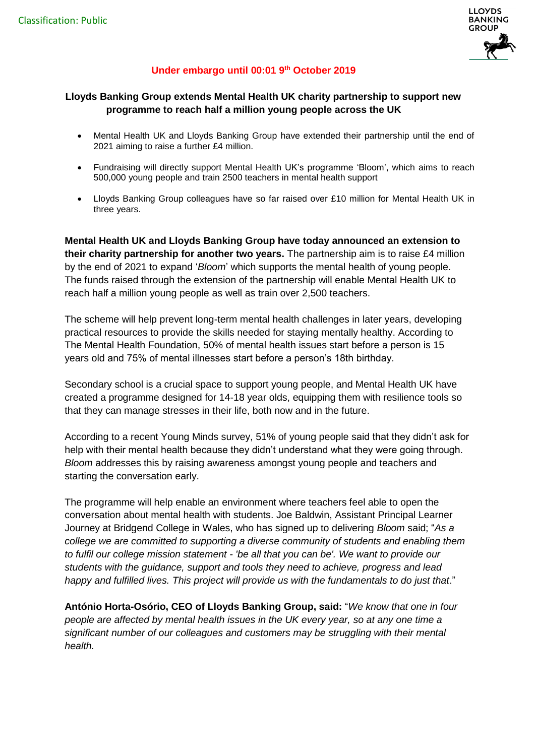Classification: Public

**Under embargo until 00:01 9th October 2019**

## Lloyds Banking Group extends Mental Health UK charity partnership to support new programme to reach half a million young people across the UK

- Mental Health UK and Lloyds Banking Group have extended their partnership until the end of 2021 aiming to raise a further £4 million.
- Fundraising will directly support Mental Health UK's programme 'Bloom', which aims to reach 500,000 young people and train 2500 teachers in mental health support
- Lloyds Banking Group colleagues have so far raised over £10 million for Mental Health UK in three years.

**Mental Health UK and Lloyds Banking Group have today announced an extension to their charity partnership for another two years.** The partnership aim is to raise £4 million by the end of 2021 to expand '*Bloom*' which supports the mental health of young people. The funds raised through the extension of the partnership will enable Mental Health UK to reach half a million young people as well as train over 2,500 teachers.

The scheme will help prevent long-term mental health challenges in later years, developing practical resources to provide the skills needed for staying mentally healthy. According to The Mental Health Foundation, 50% of mental health issues start before a person is 15 years old and 75% of mental illnesses start before a person's 18th birthday.

Secondary school is a crucial space to support young people, and Mental Health UK have created a programme designed for 14-18 year olds, equipping them with resilience tools so that they can manage stresses in their life, both now and in the future.

According to a recent Young Minds survey, 51% of young people said that they didn't ask for help with their mental health because they didn't understand what they were going through. *Bloom* addresses this by raising awareness amongst young people and teachers and starting the conversation early.

The programme will help enable an environment where teachers feel able to open the conversation about mental health with students. Joe Baldwin, Assistant Principal Learner Journey at Bridgend College in Wales, who has signed up to delivering *Bloom* said; "*As a college we are committed to supporting a diverse community of students and enabling them to fulfil our college mission statement - 'be all that you can be'. We want to provide our students with the guidance, support and tools they need to achieve, progress and lead happy and fulfilled lives. This project will provide us with the fundamentals to do just that*."

**António Horta-Osório, CEO of Lloyds Banking Group, said:** "*We know that one in four people are affected by mental health issues in the UK every year, so at any one time a significant number of our colleagues and customers may be struggling with their mental health.*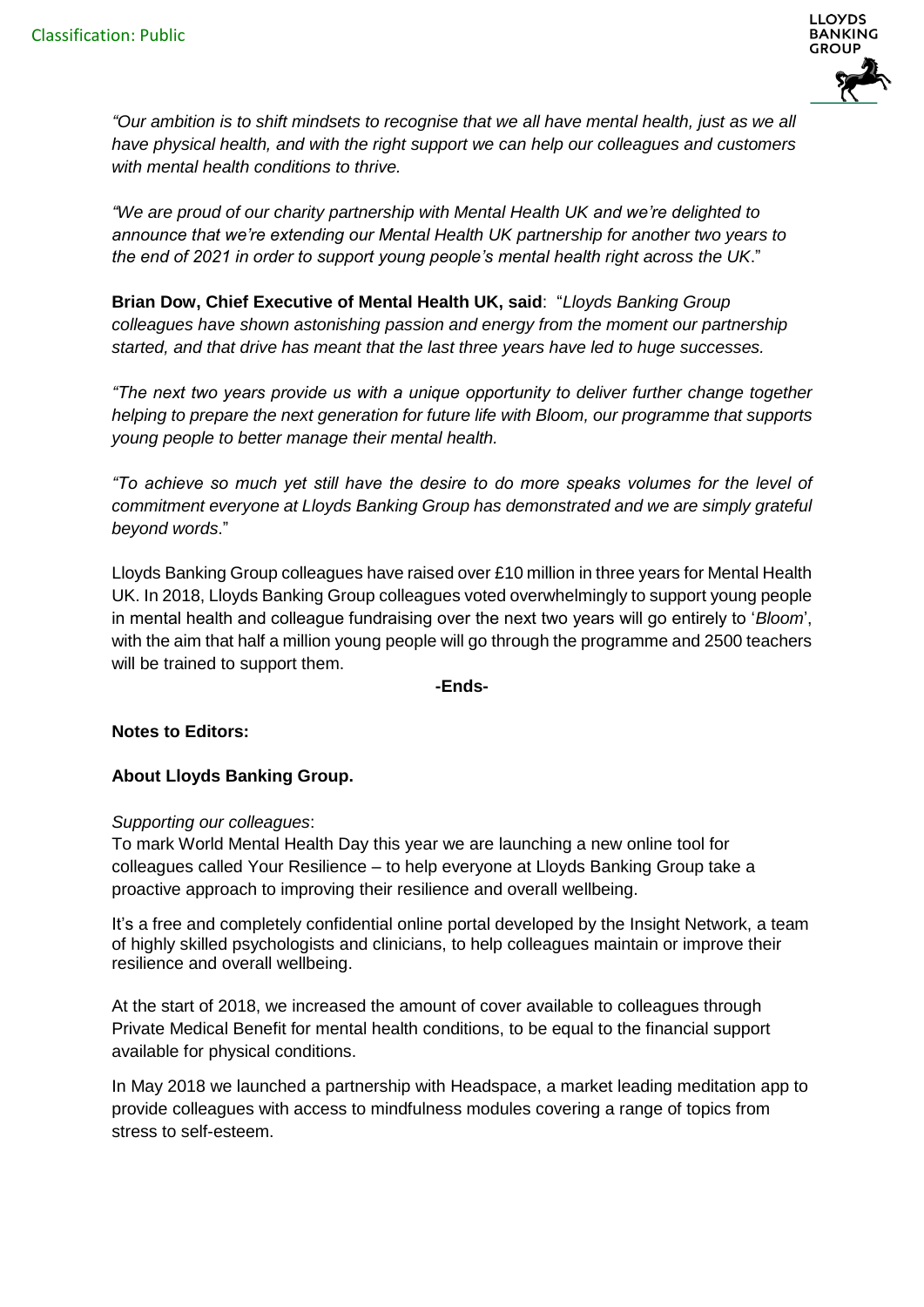*"Our ambition is to shift mindsets to recognise that we all have mental health, just as we all have physical health, and with the right support we can help our colleagues and customers with mental health conditions to thrive.*

*"We are proud of our charity partnership with Mental Health UK and we're delighted to announce that we're extending our Mental Health UK partnership for another two years to the end of 2021 in order to support young people's mental health right across the UK*."

**Brian Dow, Chief Executive of Mental Health UK, said**: "*Lloyds Banking Group colleagues have shown astonishing passion and energy from the moment our partnership started, and that drive has meant that the last three years have led to huge successes.*

*"The next two years provide us with a unique opportunity to deliver further change together helping to prepare the next generation for future life with Bloom, our programme that supports young people to better manage their mental health.*

*"To achieve so much yet still have the desire to do more speaks volumes for the level of commitment everyone at Lloyds Banking Group has demonstrated and we are simply grateful beyond words*."

Lloyds Banking Group colleagues have raised over £10 million in three years for Mental Health UK. In 2018, Lloyds Banking Group colleagues voted overwhelmingly to support young people in mental health and colleague fundraising over the next two years will go entirely to '*Bloom*', with the aim that half a million young people will go through the programme and 2500 teachers will be trained to support them.

**-Ends-**

**Notes to Editors:**

**About Lloyds Banking Group.**

*Supporting our colleagues*:

To mark World Mental Health Day this year we are launching a new online tool for colleagues called Your Resilience – to help everyone at Lloyds Banking Group take a proactive approach to improving their resilience and overall wellbeing.

It's a free and completely confidential online portal developed by the Insight Network, a team of highly skilled psychologists and clinicians, to help colleagues maintain or improve their resilience and overall wellbeing.

At the start of 2018, we increased the amount of cover available to colleagues through Private Medical Benefit for mental health conditions, to be equal to the financial support available for physical conditions.

In May 2018 we launched a partnership with Headspace, a market leading meditation app to provide colleagues with access to mindfulness modules covering a range of topics from stress to self-esteem.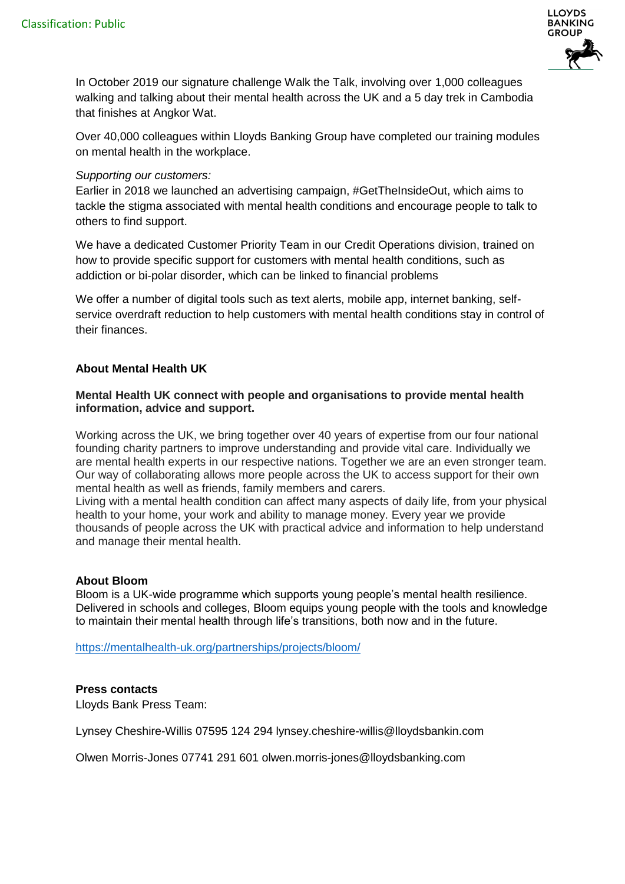In October 2019 our signature challenge Walk the Talk, involving over 1,000 colleagues walking and talking about their mental health across the UK and a 5 day trek in Cambodia that finishes at Angkor Wat.

Over 40,000 colleagues within Lloyds Banking Group have completed our training modules on mental health in the workplace.

*Supporting our customers:*

Earlier in 2018 we launched an advertising campaign, #GetTheInsideOut, which aims to tackle the stigma associated with mental health conditions and encourage people to talk to others to find support.

We have a dedicated Customer Priority Team in our Credit Operations division, trained on how to provide specific support for customers with mental health conditions, such as addiction or bi-polar disorder, which can be linked to financial problems

We offer a number of digital tools such as text alerts, mobile app, internet banking, self-service overdraft reduction to help customers with mental health conditions stay in control of their finances.

**About Mental Health UK**

**Mental Health UK connect with people and organisations to provide mental health information, advice and support.**

Working across the UK, we bring together over 40 years of expertise from our four national founding charity partners to improve understanding and provide vital care. Individually we are mental health experts in our respective nations. Together we are an even stronger team. Our way of collaborating allows more people across the UK to access support for their own mental health as well as friends, family members and carers.
Living with a mental health condition can affect many aspects of daily life, from your physical health to your home, your work and ability to manage money. Every year we provide thousands of people across the UK with practical advice and information to help understand and manage their mental health.

**About Bloom**
Bloom is a UK-wide programme which supports young people's mental health resilience. Delivered in schools and colleges, Bloom equips young people with the tools and knowledge to maintain their mental health through life's transitions, both now and in the future.

https://mentalhealth-uk.org/partnerships/projects/bloom/

**Press contacts**
Lloyds Bank Press Team:

Lynsey Cheshire-Willis 07595 124 294 lynsey.cheshire-willis@lloydsbankin.com

Olwen Morris-Jones 07741 291 601 olwen.morris-jones@lloydsbanking.com